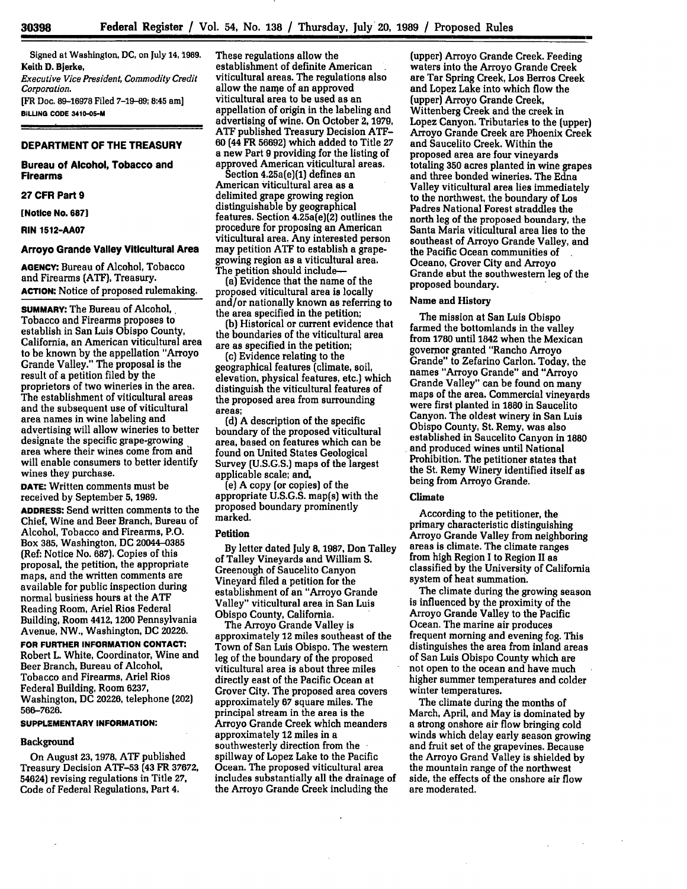Signed at Washington, DC, on July 14, 1989.

Keith D. Bjerke,

*Executive Vice President, Commodity Credit Corporation.*

[FR Doc. 89-16978 Filed 7-19-89; 8:45 am]

BILLING CODE 3410-05-M

## DEPARTMENT OF THE TREASURY

### Bureau of Alcohol, Tobacco and Firearms

### 27 CFR Part 9

**[Notice No. 687]**

**RIN 1512-AA07**

### Arroyo Grande Valley Viticultural Area

**AGENCY:** Bureau of Alcohol, Tobacco and Firearms (ATF), Treasury.

**ACTION:** Notice of proposed rulemaking.

**SUMMARY:** The Bureau of Alcohol, Tobacco and Firearms proposes to establish in San Luis Obispo County, California, an American viticultural area to be known by the appellation "Arroyo Grande Valley." The proposal is the result of a petition filed by the proprietors of two wineries in the area. The establishment of viticultural areas and the subsequent use of viticultural area names in wine labeling and advertising will allow wineries to better designate the specific grape-growing area where their wines come from and will enable consumers to better identify wines they purchase.

**DATE:** Written comments must be received by September 5, 1989.

**ADDRESS:** Send written comments to the Chief, Wine and Beer Branch, Bureau of Alcohol, Tobacco and Firearms, P.O. Box 385, Washington, DC 20044-0385 (Ref: Notice No. 687). Copies of this proposal, the petition, the appropriate maps, and the written comments are available for public inspection during normal business hours at the ATF Reading Room, Ariel Rios Federal Building, Room 4412, 1200 Pennsylvania Avenue, NW., Washington, DC 20226.

**FOR FURTHER INFORMATION CONTACT:** Robert L. White, Coordinator, Wine and Beer Branch, Bureau of Alcohol, Tobacco and Firearms, Ariel Rios Federal Building, Room 6237, Washington, DC 20226, telephone (202) 566-7626.

**SUPPLEMENTARY INFORMATION:**

#### Background

On August 23, 1978, ATF published Treasury Decision ATF-53 (43 FR 37672, 54624) revising regulations in Title 27, Code of Federal Regulations, Part 4. These regulations allow the establishment of definite American viticultural areas. The regulations also allow the name of an approved viticultural area to be used as an appellation of origin in the labeling and advertising of wine. On October 2, 1979, ATF published Treasury Decision ATF-60 (44 FR 56692) which added to Title 27 a new Part 9 providing for the listing of approved American viticultural areas.

Section 4.25a(e)(1) defines an American viticultural area as a delimited grape growing region distinguishable by geographical features. Section 4.25a(e)(2) outlines the procedure for proposing an American viticultural area. Any interested person may petition ATF to establish a grape-growing region as a viticultural area. The petition should include—

(a) Evidence that the name of the proposed viticultural area is locally and/or nationally known as referring to the area specified in the petition;

(b) Historical or current evidence that the boundaries of the viticultural area are as specified in the petition;

(c) Evidence relating to the geographical features (climate, soil, elevation, physical features, etc.) which distinguish the viticultural features of the proposed area from surrounding areas;

(d) A description of the specific boundary of the proposed viticultural area, based on features which can be found on United States Geological Survey (U.S.G.S.) maps of the largest applicable scale; and,

(e) A copy (or copies) of the appropriate U.S.G.S. map(s) with the proposed boundary prominently marked.

#### Petition

By letter dated July 8, 1987, Don Talley of Talley Vineyards and William S. Greenough of Saucelito Canyon Vineyard filed a petition for the establishment of an "Arroyo Grande Valley" viticultural area in San Luis Obispo County, California.

The Arroyo Grande Valley is approximately 12 miles southeast of the Town of San Luis Obispo. The western leg of the boundary of the proposed viticultural area is about three miles directly east of the Pacific Ocean at Grover City. The proposed area covers approximately 67 square miles. The principal stream in the area is the Arroyo Grande Creek which meanders approximately 12 miles in a southwesterly direction from the spillway of Lopez Lake to the Pacific Ocean. The proposed viticultural area includes substantially all the drainage of the Arroyo Grande Creek including the (upper) Arroyo Grande Creek. Feeding waters into the Arroyo Grande Creek are Tar Spring Creek, Los Berros Creek and Lopez Lake into which flow the (upper) Arroyo Grande Creek, Wittenberg Creek and the creek in Lopez Canyon. Tributaries to the (upper) Arroyo Grande Creek are Phoenix Creek and Saucelito Creek. Within the proposed area are four vineyards totaling 350 acres planted in wine grapes and three bonded wineries. The Edna Valley viticultural area lies immediately to the northwest, the boundary of Los Padres National Forest straddles the north leg of the proposed boundary, the Santa Maria viticultural area lies to the southeast of Arroyo Grande Valley, and the Pacific Ocean communities of Oceano, Grover City and Arroyo Grande abut the southwestern leg of the proposed boundary.

#### Name and History

The mission at San Luis Obispo farmed the bottomlands in the valley from 1780 until 1842 when the Mexican governor granted "Rancho Arroyo Grande" to Zefarino Carlon. Today, the names "Arroyo Grande" and "Arroyo Grande Valley" can be found on many maps of the area. Commercial vineyards were first planted in 1880 in Saucelito Canyon. The oldest winery in San Luis Obispo County, St. Remy, was also established in Saucelito Canyon in 1880 and produced wines until National Prohibition. The petitioner states that the St. Remy Winery identified itself as being from Arroyo Grande.

#### Climate

According to the petitioner, the primary characteristic distinguishing Arroyo Grande Valley from neighboring areas is climate. The climate ranges from high Region I to Region II as classified by the University of California system of heat summation.

The climate during the growing season is influenced by the proximity of the Arroyo Grande Valley to the Pacific Ocean. The marine air produces frequent morning and evening fog. This distinguishes the area from inland areas of San Luis Obispo County which are not open to the ocean and have much higher summer temperatures and colder winter temperatures.

The climate during the months of March, April, and May is dominated by a strong onshore air flow bringing cold winds which delay early season growing and fruit set of the grapevines. Because the Arroyo Grand Valley is shielded by the mountain range of the northwest side, the effects of the onshore air flow are moderated.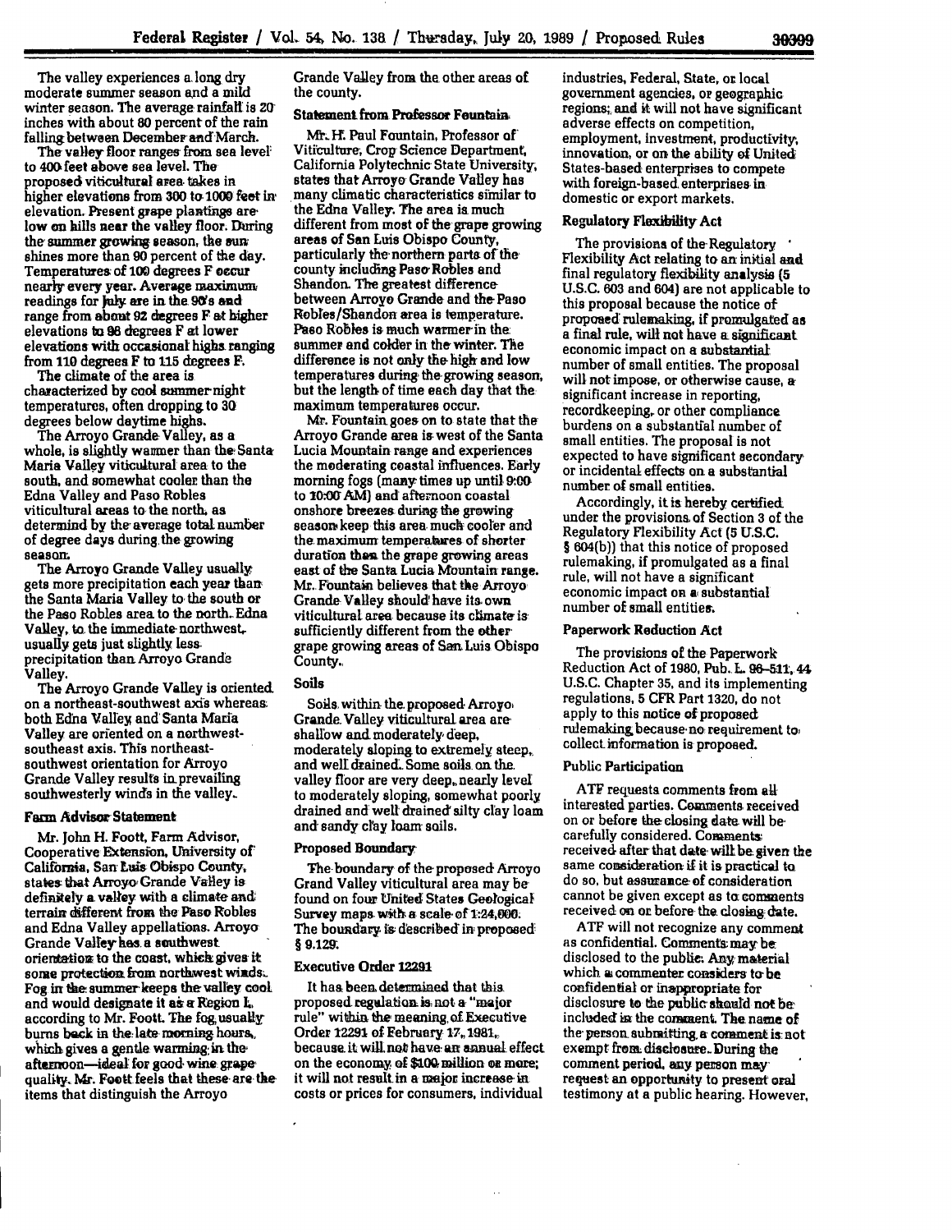The valley experiences a long dry moderate summer season and a mild winter season. The average rainfall is 20 inches with about 80 percent of the rain falling between December and March.

The valley floor ranges from sea level to 400 feet above sea level. The proposed viticultural area takes in higher elevations from 300 to 1000 feet in elevation. Present grape plantings are low on hills near the valley floor. During the summer growing season, the sun shines more than 90 percent of the day. Temperatures of 100 degrees F occur nearly every year. Average maximum readings for July are in the 90's and range from about 92 degrees F at higher elevations to 98 degrees F at lower elevations with occasional highs ranging from 110 degrees F to 115 degrees F.

The climate of the area is characterized by cool summer night temperatures, often dropping to 30 degrees below daytime highs.

The Arroyo Grande Valley, as a whole, is slightly warmer than the Santa Maria Valley viticultural area to the south, and somewhat cooler than the Edna Valley and Paso Robles viticultural areas to the north, as determind by the average total number of degree days during the growing season.

The Arroyo Grande Valley usually gets more precipitation each year than the Santa Maria Valley to the south or the Paso Robles area to the north. Edna Valley, to the immediate northwest, usually gets just slightly less precipitation than Arroyo Grande Valley.

The Arroyo Grande Valley is oriented on a northeast-southwest axis whereas both Edna Valley and Santa Maria Valley are oriented on a northwest-southeast axis. This northeast-southwest orientation for Arroyo Grande Valley results in prevailing southwesterly winds in the valley.

### Farm Advisor Statement

Mr. John H. Foott, Farm Advisor, Cooperative Extension, University of California, San Luis Obispo County, states that Arroyo Grande Valley is definitely a valley with a climate and terrain different from the Paso Robles and Edna Valley appellations. Arroyo Grande Valley has a southwest orientation to the coast, which gives it some protection from northwest winds. Fog in the summer keeps the valley cool and would designate it as a Region I, according to Mr. Foott. The fog usually burns back in the late morning hours, which gives a gentle warming in the afternoon—ideal for good wine grape quality. Mr. Foott feels that these are the items that distinguish the Arroyo Grande Valley from the other areas of the county.

### Statement from Professor Fountain

Mr. H. Paul Fountain, Professor of Viticulture, Crop Science Department, California Polytechnic State University, states that Arroyo Grande Valley has many climatic characteristics similar to the Edna Valley. The area is much different from most of the grape growing areas of San Luis Obispo County, particularly the northern parts of the county including Paso Robles and Shandon. The greatest difference between Arroyo Grande and the Paso Robles/Shandon area is temperature. Paso Robles is much warmer in the summer and colder in the winter. The difference is not only the high and low temperatures during the growing season, but the length of time each day that the maximum temperatures occur.

Mr. Fountain goes on to state that the Arroyo Grande area is west of the Santa Lucia Mountain range and experiences the moderating coastal influences. Early morning fogs (many times up until 9:00 to 10:00 AM) and afternoon coastal onshore breezes during the growing season keep this area much cooler and the maximum temperatures of shorter duration than the grape growing areas east of the Santa Lucia Mountain range. Mr. Fountain believes that the Arroyo Grande Valley should have its own viticultural area because its climate is sufficiently different from the other grape growing areas of San Luis Obispo County.

### Soils

Soils within the proposed Arroyo Grande Valley viticultural area are shallow and moderately deep, moderately sloping to extremely steep, and well drained. Some soils on the valley floor are very deep, nearly level to moderately sloping, somewhat poorly drained and well drained silty clay loam and sandy clay loam soils.

### Proposed Boundary

The boundary of the proposed Arroyo Grand Valley viticultural area may be found on four United States Geological Survey maps with a scale of 1:24,000. The boundary is described in proposed § 9.129.

### Executive Order 12291

It has been determined that this proposed regulation is not a "major rule" within the meaning of Executive Order 12291 of February 17, 1981, because it will not have an annual effect on the economy of $100 million or more; it will not result in a major increase in costs or prices for consumers, individual industries, Federal, State, or local government agencies, or geographic regions; and it will not have significant adverse effects on competition, employment, investment, productivity, innovation, or on the ability of United States-based enterprises to compete with foreign-based enterprises in domestic or export markets.

### Regulatory Flexibility Act

The provisions of the Regulatory Flexibility Act relating to an initial and final regulatory flexibility analysis (5 U.S.C. 603 and 604) are not applicable to this proposal because the notice of proposed rulemaking, if promulgated as a final rule, will not have a significant economic impact on a substantial number of small entities. The proposal will not impose, or otherwise cause, a significant increase in reporting, recordkeeping, or other compliance burdens on a substantial number of small entities. The proposal is not expected to have significant secondary or incidental effects on a substantial number of small entities.

Accordingly, it is hereby certified under the provisions of Section 3 of the Regulatory Flexibility Act (5 U.S.C. § 604(b)) that this notice of proposed rulemaking, if promulgated as a final rule, will not have a significant economic impact on a substantial number of small entities.

### Paperwork Reduction Act

The provisions of the Paperwork Reduction Act of 1980, Pub. L. 96-511, 44 U.S.C. Chapter 35, and its implementing regulations, 5 CFR Part 1320, do not apply to this notice of proposed rulemaking because no requirement to collect information is proposed.

### Public Participation

ATF requests comments from all interested parties. Comments received on or before the closing date will be carefully considered. Comments received after that date will be given the same consideration if it is practical to do so, but assurance of consideration cannot be given except as to comments received on or before the closing date.

ATF will not recognize any comment as confidential. Comments may be disclosed to the public. Any material which a commenter considers to be confidential or inappropriate for disclosure to the public should not be included in the comment. The name of the person submitting a comment is not exempt from disclosure. During the comment period, any person may request an opportunity to present oral testimony at a public hearing. However,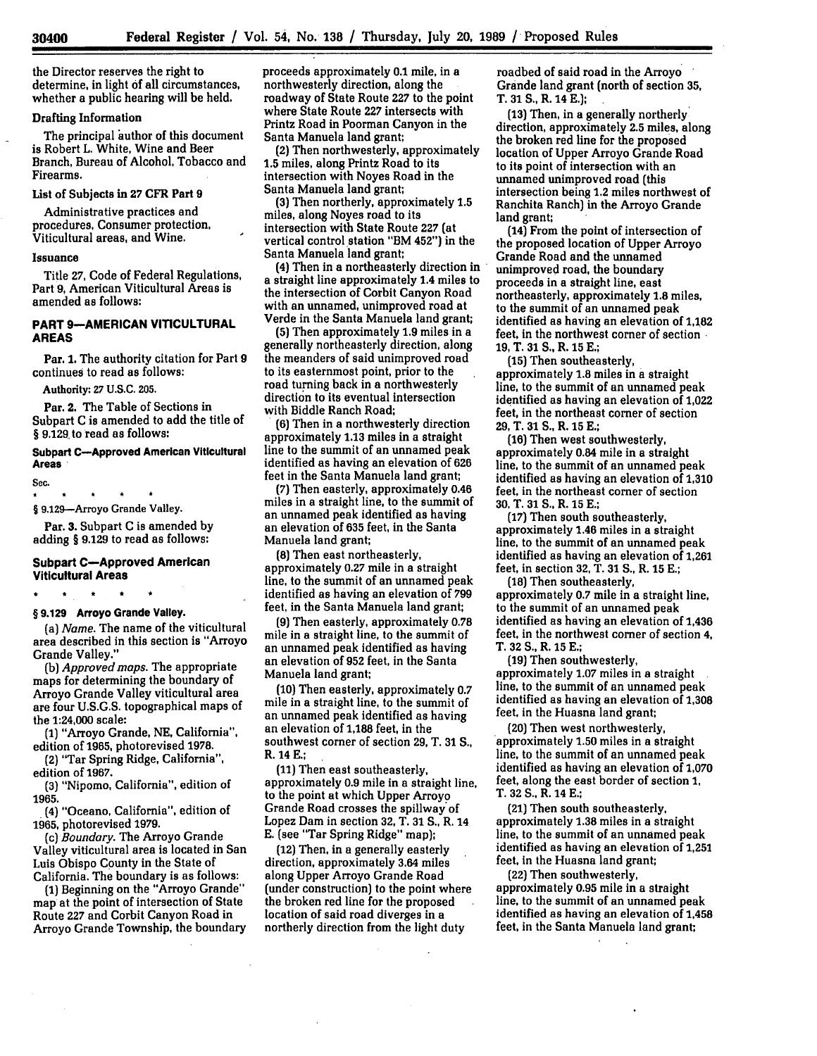the Director reserves the right to determine, in light of all circumstances, whether a public hearing will be held.

### Drafting Information

The principal author of this document is Robert L. White, Wine and Beer Branch, Bureau of Alcohol, Tobacco and Firearms.

### List of Subjects in 27 CFR Part 9

Administrative practices and procedures, Consumer protection, Viticultural areas, and Wine.

### Issuance

Title 27, Code of Federal Regulations, Part 9, American Viticultural Areas is amended as follows:

## PART 9—AMERICAN VITICULTURAL AREAS

Par. 1. The authority citation for Part 9 continues to read as follows:

Authority: 27 U.S.C. 205.

Par. 2. The Table of Sections in Subpart C is amended to add the title of § 9.129 to read as follows:

### Subpart C—Approved American Viticultural Areas

Sec.

\* \* \* \* \*

§ 9.129—Arroyo Grande Valley.

Par. 3. Subpart C is amended by adding § 9.129 to read as follows:

### Subpart C—Approved American Viticultural Areas

\* \* \* \* \*

**§ 9.129 Arroyo Grande Valley.**

(a) *Name.* The name of the viticultural area described in this section is "Arroyo Grande Valley."

(b) *Approved maps.* The appropriate maps for determining the boundary of Arroyo Grande Valley viticultural area are four U.S.G.S. topographical maps of the 1:24,000 scale:

(1) "Arroyo Grande, NE, California", edition of 1965, photorevised 1978.

(2) "Tar Spring Ridge, California", edition of 1967.

(3) "Nipomo, California", edition of 1965.

(4) "Oceano, California", edition of 1965, photorevised 1979.

(c) *Boundary.* The Arroyo Grande Valley viticultural area is located in San Luis Obispo County in the State of California. The boundary is as follows:

(1) Beginning on the "Arroyo Grande" map at the point of intersection of State Route 227 and Corbit Canyon Road in Arroyo Grande Township, the boundary proceeds approximately 0.1 mile, in a northwesterly direction, along the roadway of State Route 227 to the point where State Route 227 intersects with Printz Road in Poorman Canyon in the Santa Manuela land grant;

(2) Then northwesterly, approximately 1.5 miles, along Printz Road to its intersection with Noyes Road in the Santa Manuela land grant;

(3) Then northerly, approximately 1.5 miles, along Noyes road to its intersection with State Route 227 (at vertical control station "BM 452") in the Santa Manuela land grant;

(4) Then in a northeasterly direction in a straight line approximately 1.4 miles to the intersection of Corbit Canyon Road with an unnamed, unimproved road at Verde in the Santa Manuela land grant;

(5) Then approximately 1.9 miles in a generally northeasterly direction, along the meanders of said unimproved road to its easternmost point, prior to the road turning back in a northwesterly direction to its eventual intersection with Biddle Ranch Road;

(6) Then in a northwesterly direction approximately 1.13 miles in a straight line to the summit of an unnamed peak identified as having an elevation of 626 feet in the Santa Manuela land grant;

(7) Then easterly, approximately 0.46 miles in a straight line, to the summit of an unnamed peak identified as having an elevation of 635 feet, in the Santa Manuela land grant;

(8) Then east northeasterly, approximately 0.27 mile in a straight line, to the summit of an unnamed peak identified as having an elevation of 799 feet, in the Santa Manuela land grant;

(9) Then easterly, approximately 0.78 mile in a straight line, to the summit of an unnamed peak identified as having an elevation of 952 feet, in the Santa Manuela land grant;

(10) Then easterly, approximately 0.7 mile in a straight line, to the summit of an unnamed peak identified as having an elevation of 1,188 feet, in the southwest corner of section 29, T. 31 S., R. 14 E.;

(11) Then east southeasterly, approximately 0.9 mile in a straight line, to the point at which Upper Arroyo Grande Road crosses the spillway of Lopez Dam in section 32, T. 31 S., R. 14 E. (see "Tar Spring Ridge" map);

(12) Then, in a generally easterly direction, approximately 3.64 miles along Upper Arroyo Grande Road (under construction) to the point where the broken red line for the proposed location of said road diverges in a northerly direction from the light duty roadbed of said road in the Arroyo Grande land grant (north of section 35, T. 31 S., R. 14 E.);

(13) Then, in a generally northerly direction, approximately 2.5 miles, along the broken red line for the proposed location of Upper Arroyo Grande Road to its point of intersection with an unnamed unimproved road (this intersection being 1.2 miles northwest of Ranchita Ranch) in the Arroyo Grande land grant;

(14) From the point of intersection of the proposed location of Upper Arroyo Grande Road and the unnamed unimproved road, the boundary proceeds in a straight line, east northeasterly, approximately 1.8 miles, to the summit of an unnamed peak identified as having an elevation of 1,182 feet, in the northwest corner of section 19, T. 31 S., R. 15 E.;

(15) Then southeasterly, approximately 1.8 miles in a straight line, to the summit of an unnamed peak identified as having an elevation of 1,022 feet, in the northeast corner of section 29, T. 31 S., R. 15 E.;

(16) Then west southwesterly, approximately 0.84 mile in a straight line, to the summit of an unnamed peak identified as having an elevation of 1,310 feet, in the northeast corner of section 30, T. 31 S., R. 15 E.;

(17) Then south southeasterly, approximately 1.46 miles in a straight line, to the summit of an unnamed peak identified as having an elevation of 1,261 feet, in section 32, T. 31 S., R. 15 E.;

(18) Then southeasterly, approximately 0.7 mile in a straight line, to the summit of an unnamed peak identified as having an elevation of 1,436 feet, in the northwest corner of section 4, T. 32 S., R. 15 E.;

(19) Then southwesterly, approximately 1.07 miles in a straight line, to the summit of an unnamed peak identified as having an elevation of 1,308 feet, in the Huasna land grant;

(20) Then west northwesterly, approximately 1.50 miles in a straight line, to the summit of an unnamed peak identified as having an elevation of 1,070 feet, along the east border of section 1, T. 32 S., R. 14 E.;

(21) Then south southeasterly, approximately 1.38 miles in a straight line, to the summit of an unnamed peak identified as having an elevation of 1,251 feet, in the Huasna land grant;

(22) Then southwesterly, approximately 0.95 mile in a straight line, to the summit of an unnamed peak identified as having an elevation of 1,458 feet, in the Santa Manuela land grant;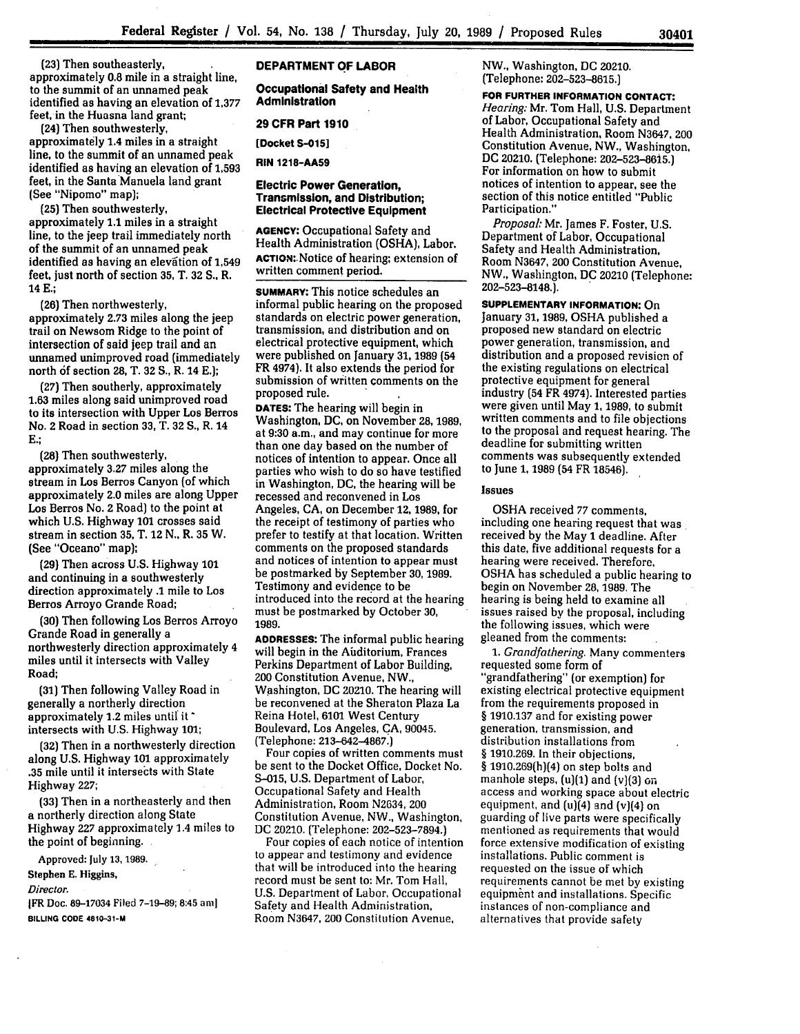(23) Then southeasterly, approximately 0.8 mile in a straight line, to the summit of an unnamed peak identified as having an elevation of 1,377 feet, in the Huasna land grant;

(24) Then southwesterly, approximately 1.4 miles in a straight line, to the summit of an unnamed peak identified as having an elevation of 1,593 feet, in the Santa Manuela land grant (See "Nipomo" map);

(25) Then southwesterly, approximately 1.1 miles in a straight line, to the jeep trail immediately north of the summit of an unnamed peak identified as having an elevation of 1,549 feet, just north of section 35, T. 32 S., R. 14 E.;

(26) Then northwesterly, approximately 2.73 miles along the jeep trail on Newsom Ridge to the point of intersection of said jeep trail and an unnamed unimproved road (immediately north of section 28, T. 32 S., R. 14 E.);

(27) Then southerly, approximately 1.63 miles along said unimproved road to its intersection with Upper Los Berros No. 2 Road in section 33, T. 32 S., R. 14 E.;

(28) Then southwesterly, approximately 3.27 miles along the stream in Los Berros Canyon (of which approximately 2.0 miles are along Upper Los Berros No. 2 Road) to the point at which U.S. Highway 101 crosses said stream in section 35, T. 12 N., R. 35 W. (See "Oceano" map);

(29) Then across U.S. Highway 101 and continuing in a southwesterly direction approximately .1 mile to Los Berros Arroyo Grande Road;

(30) Then following Los Berros Arroyo Grande Road in generally a northwesterly direction approximately 4 miles until it intersects with Valley Road;

(31) Then following Valley Road in generally a northerly direction approximately 1.2 miles until it intersects with U.S. Highway 101;

(32) Then in a northwesterly direction along U.S. Highway 101 approximately .35 mile until it intersects with State Highway 227;

(33) Then in a northeasterly and then a northerly direction along State Highway 227 approximately 1.4 miles to the point of beginning.

Approved: July 13, 1989.

**Stephen E. Higgins,**

*Director.*

[FR Doc. 89-17034 Filed 7-19-89; 8:45 am]

BILLING CODE 4810-31-M

## DEPARTMENT OF LABOR

### Occupational Safety and Health Administration

### 29 CFR Part 1910

**[Docket S-015]**

**RIN 1218-AA59**

### Electric Power Generation, Transmission, and Distribution; Electrical Protective Equipment

**AGENCY:** Occupational Safety and Health Administration (OSHA), Labor.

**ACTION:** Notice of hearing; extension of written comment period.

**SUMMARY:** This notice schedules an informal public hearing on the proposed standards on electric power generation, transmission, and distribution and on electrical protective equipment, which were published on January 31, 1989 (54 FR 4974). It also extends the period for submission of written comments on the proposed rule.

**DATES:** The hearing will begin in Washington, DC, on November 28, 1989, at 9:30 a.m., and may continue for more than one day based on the number of notices of intention to appear. Once all parties who wish to do so have testified in Washington, DC, the hearing will be recessed and reconvened in Los Angeles, CA, on December 12, 1989, for the receipt of testimony of parties who prefer to testify at that location. Written comments on the proposed standards and notices of intention to appear must be postmarked by September 30, 1989. Testimony and evidence to be introduced into the record at the hearing must be postmarked by October 30, 1989.

**ADDRESSES:** The informal public hearing will begin in the Auditorium, Frances Perkins Department of Labor Building, 200 Constitution Avenue, NW., Washington, DC 20210. The hearing will be reconvened at the Sheraton Plaza La Reina Hotel, 6101 West Century Boulevard, Los Angeles, CA, 90045. (Telephone: 213-642-4867.)

Four copies of written comments must be sent to the Docket Office, Docket No. S-015, U.S. Department of Labor, Occupational Safety and Health Administration, Room N2634, 200 Constitution Avenue, NW., Washington, DC 20210. (Telephone: 202-523-7894.)

Four copies of each notice of intention to appear and testimony and evidence that will be introduced into the hearing record must be sent to: Mr. Tom Hall, U.S. Department of Labor, Occupational Safety and Health Administration, Room N3647, 200 Constitution Avenue, NW., Washington, DC 20210. (Telephone: 202-523-8615.)

**FOR FURTHER INFORMATION CONTACT:**
*Hearing:* Mr. Tom Hall, U.S. Department of Labor, Occupational Safety and Health Administration, Room N3647, 200 Constitution Avenue, NW., Washington, DC 20210. (Telephone: 202-523-8615.) For information on how to submit notices of intention to appear, see the section of this notice entitled "Public Participation."

*Proposal:* Mr. James F. Foster, U.S. Department of Labor, Occupational Safety and Health Administration, Room N3647, 200 Constitution Avenue, NW., Washington, DC 20210 (Telephone: 202-523-8148.).

**SUPPLEMENTARY INFORMATION:** On January 31, 1989, OSHA published a proposed new standard on electric power generation, transmission, and distribution and a proposed revision of the existing regulations on electrical protective equipment for general industry (54 FR 4974). Interested parties were given until May 1, 1989, to submit written comments and to file objections to the proposal and request hearing. The deadline for submitting written comments was subsequently extended to June 1, 1989 (54 FR 18546).

#### Issues

OSHA received 77 comments, including one hearing request that was received by the May 1 deadline. After this date, five additional requests for a hearing were received. Therefore, OSHA has scheduled a public hearing to begin on November 28, 1989. The hearing is being held to examine all issues raised by the proposal, including the following issues, which were gleaned from the comments:

1. *Grandfathering.* Many commenters requested some form of "grandfathering" (or exemption) for existing electrical protective equipment from the requirements proposed in § 1910.137 and for existing power generation, transmission, and distribution installations from § 1910.269. In their objections, § 1910.269(h)(4) on step bolts and manhole steps, (u)(1) and (v)(3) on access and working space about electric equipment, and (u)(4) and (v)(4) on guarding of live parts were specifically mentioned as requirements that would force extensive modification of existing installations. Public comment is requested on the issue of which requirements cannot be met by existing equipment and installations. Specific instances of non-compliance and alternatives that provide safety